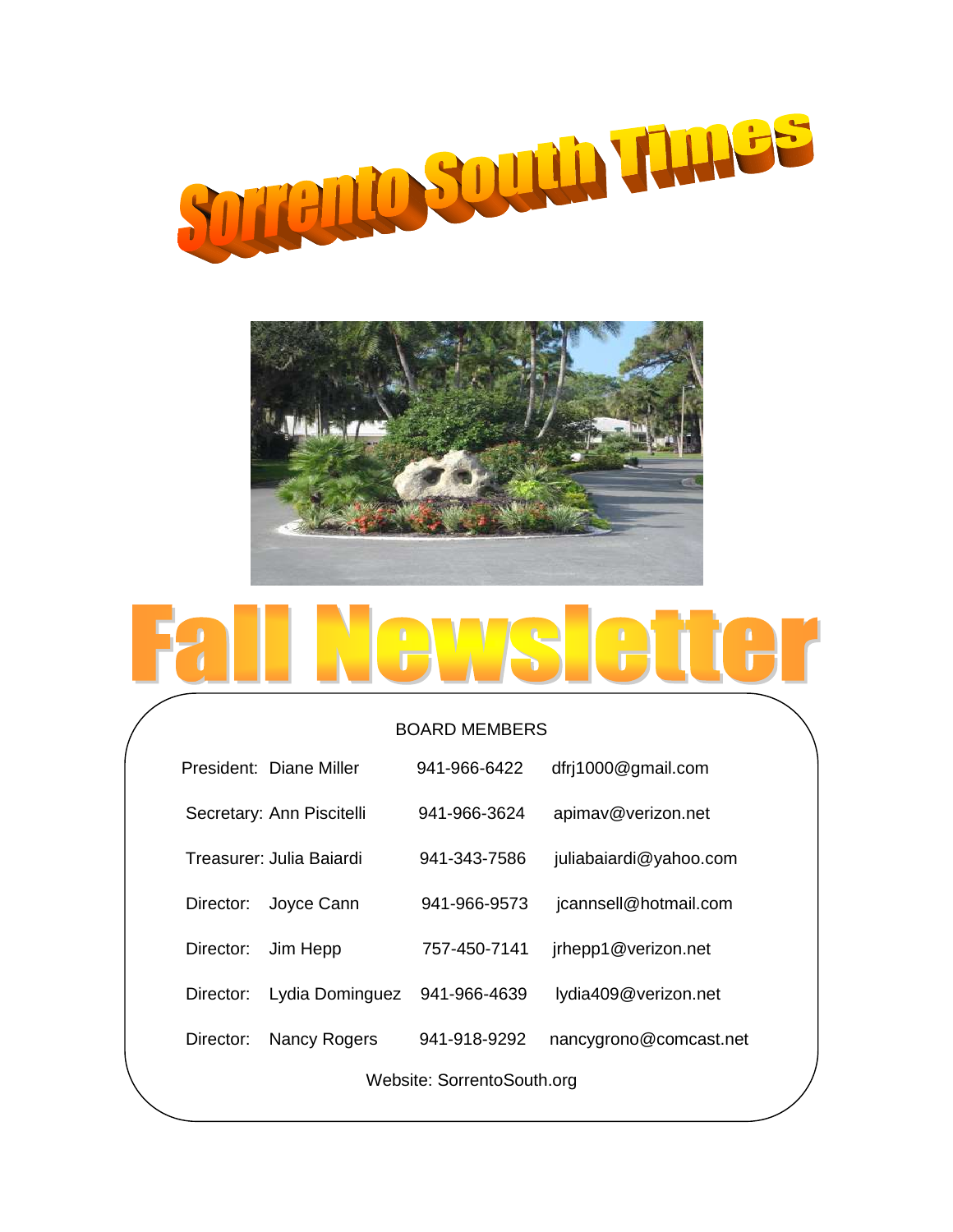# Sorrento South Times

# Fall Newsletter

BOARD MEMBERS

| | | | |
|---|---|---|---|
| President: | Diane Miller | 941-966-6422 | dfrj1000@gmail.com |
| Secretary: | Ann Piscitelli | 941-966-3624 | apimav@verizon.net |
| Treasurer: | Julia Baiardi | 941-343-7586 | juliabaiardi@yahoo.com |
| Director: | Joyce Cann | 941-966-9573 | jcannsell@hotmail.com |
| Director: | Jim Hepp | 757-450-7141 | jrhepp1@verizon.net |
| Director: | Lydia Dominguez | 941-966-4639 | lydia409@verizon.net |
| Director: | Nancy Rogers | 941-918-9292 | nancygrono@comcast.net |

Website: SorrentoSouth.org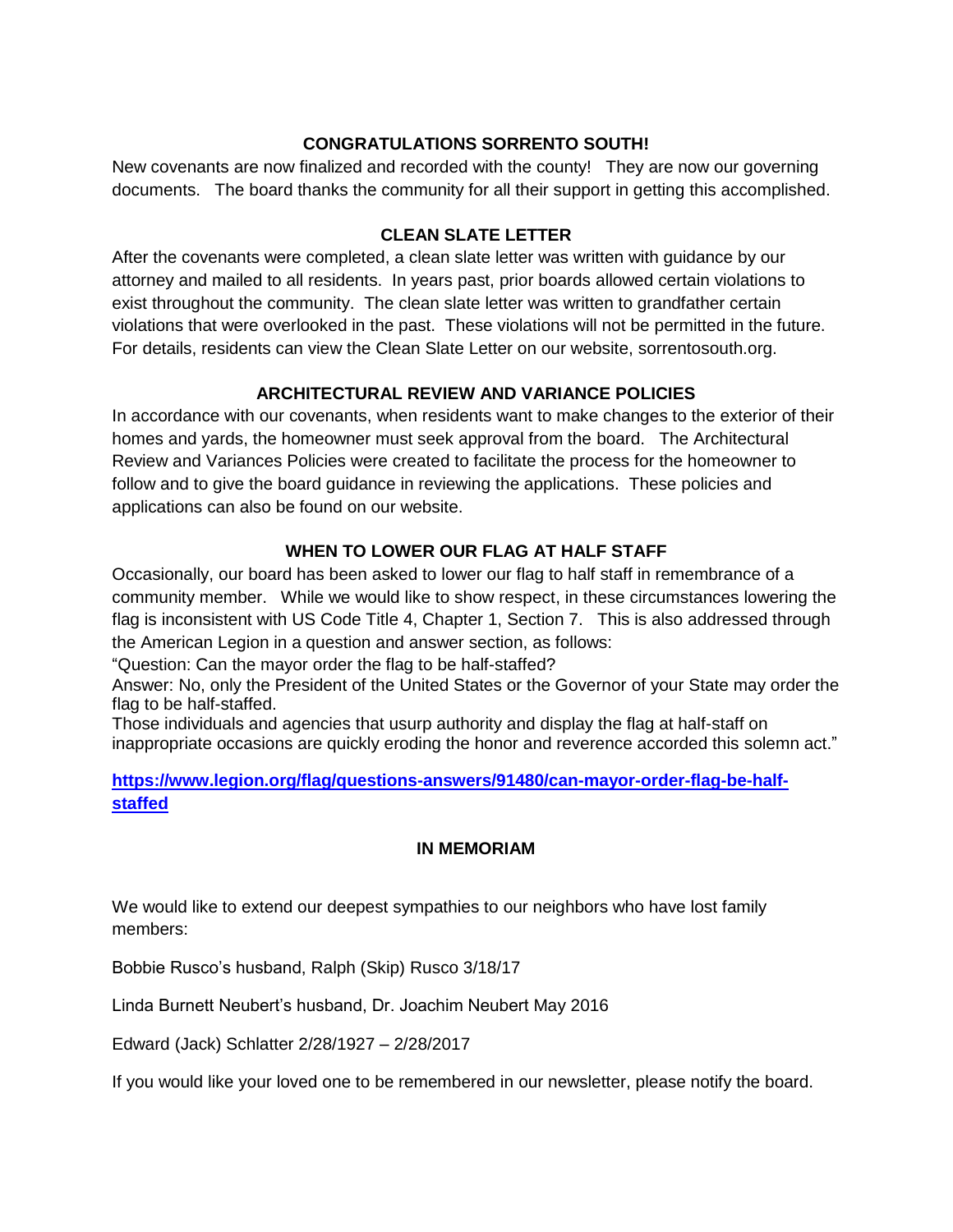## CONGRATULATIONS SORRENTO SOUTH!

New covenants are now finalized and recorded with the county! They are now our governing documents. The board thanks the community for all their support in getting this accomplished.

## CLEAN SLATE LETTER

After the covenants were completed, a clean slate letter was written with guidance by our attorney and mailed to all residents. In years past, prior boards allowed certain violations to exist throughout the community. The clean slate letter was written to grandfather certain violations that were overlooked in the past. These violations will not be permitted in the future. For details, residents can view the Clean Slate Letter on our website, sorrentosouth.org.

## ARCHITECTURAL REVIEW AND VARIANCE POLICIES

In accordance with our covenants, when residents want to make changes to the exterior of their homes and yards, the homeowner must seek approval from the board. The Architectural Review and Variances Policies were created to facilitate the process for the homeowner to follow and to give the board guidance in reviewing the applications. These policies and applications can also be found on our website.

## WHEN TO LOWER OUR FLAG AT HALF STAFF

Occasionally, our board has been asked to lower our flag to half staff in remembrance of a community member. While we would like to show respect, in these circumstances lowering the flag is inconsistent with US Code Title 4, Chapter 1, Section 7. This is also addressed through the American Legion in a question and answer section, as follows:

"Question: Can the mayor order the flag to be half-staffed?

Answer: No, only the President of the United States or the Governor of your State may order the flag to be half-staffed.

Those individuals and agencies that usurp authority and display the flag at half-staff on inappropriate occasions are quickly eroding the honor and reverence accorded this solemn act."

**https://www.legion.org/flag/questions-answers/91480/can-mayor-order-flag-be-half-staffed**

## IN MEMORIAM

We would like to extend our deepest sympathies to our neighbors who have lost family members:

Bobbie Rusco's husband, Ralph (Skip) Rusco 3/18/17

Linda Burnett Neubert's husband, Dr. Joachim Neubert May 2016

Edward (Jack) Schlatter 2/28/1927 – 2/28/2017

If you would like your loved one to be remembered in our newsletter, please notify the board.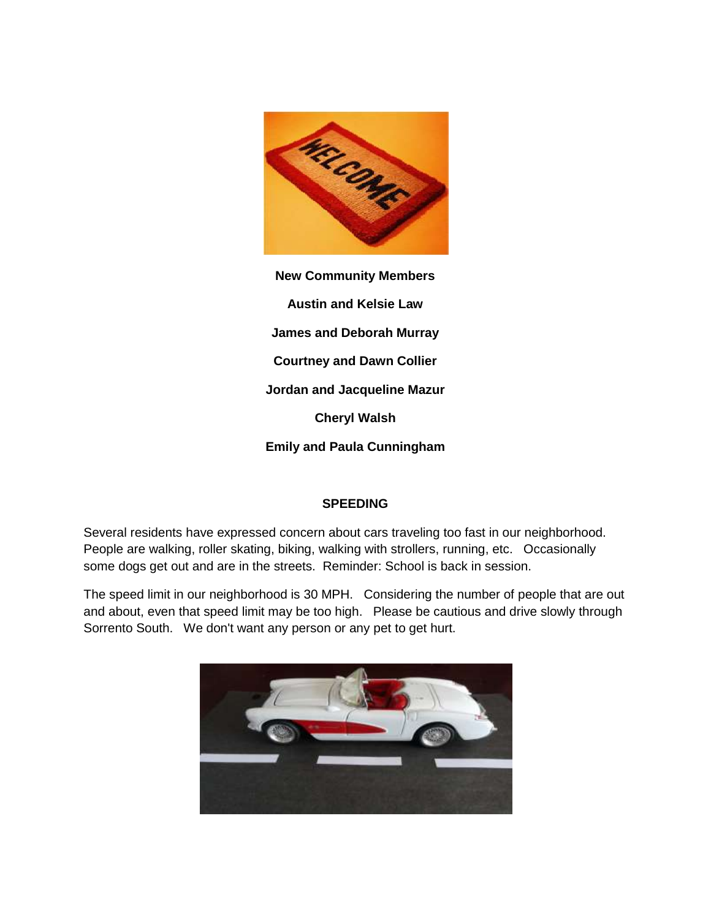**New Community Members**

**Austin and Kelsie Law**

**James and Deborah Murray**

**Courtney and Dawn Collier**

**Jordan and Jacqueline Mazur**

**Cheryl Walsh**

**Emily and Paula Cunningham**

## SPEEDING

Several residents have expressed concern about cars traveling too fast in our neighborhood. People are walking, roller skating, biking, walking with strollers, running, etc. Occasionally some dogs get out and are in the streets. Reminder: School is back in session.

The speed limit in our neighborhood is 30 MPH. Considering the number of people that are out and about, even that speed limit may be too high. Please be cautious and drive slowly through Sorrento South. We don't want any person or any pet to get hurt.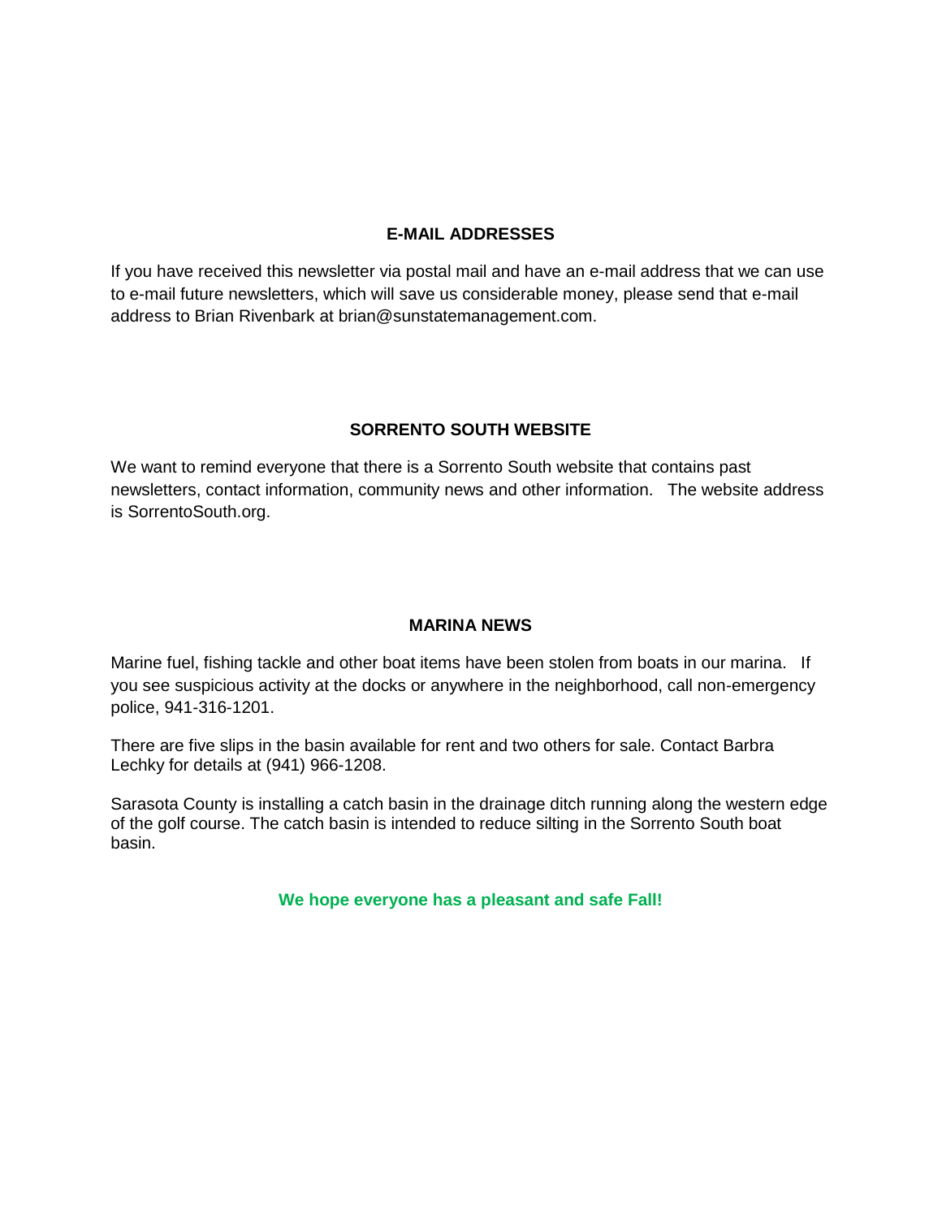## E-MAIL ADDRESSES

If you have received this newsletter via postal mail and have an e-mail address that we can use to e-mail future newsletters, which will save us considerable money, please send that e-mail address to Brian Rivenbark at brian@sunstatemanagement.com.

## SORRENTO SOUTH WEBSITE

We want to remind everyone that there is a Sorrento South website that contains past newsletters, contact information, community news and other information. The website address is SorrentoSouth.org.

## MARINA NEWS

Marine fuel, fishing tackle and other boat items have been stolen from boats in our marina. If you see suspicious activity at the docks or anywhere in the neighborhood, call non-emergency police, 941-316-1201.

There are five slips in the basin available for rent and two others for sale. Contact Barbra Lechky for details at (941) 966-1208.

Sarasota County is installing a catch basin in the drainage ditch running along the western edge of the golf course. The catch basin is intended to reduce silting in the Sorrento South boat basin.

**We hope everyone has a pleasant and safe Fall!**